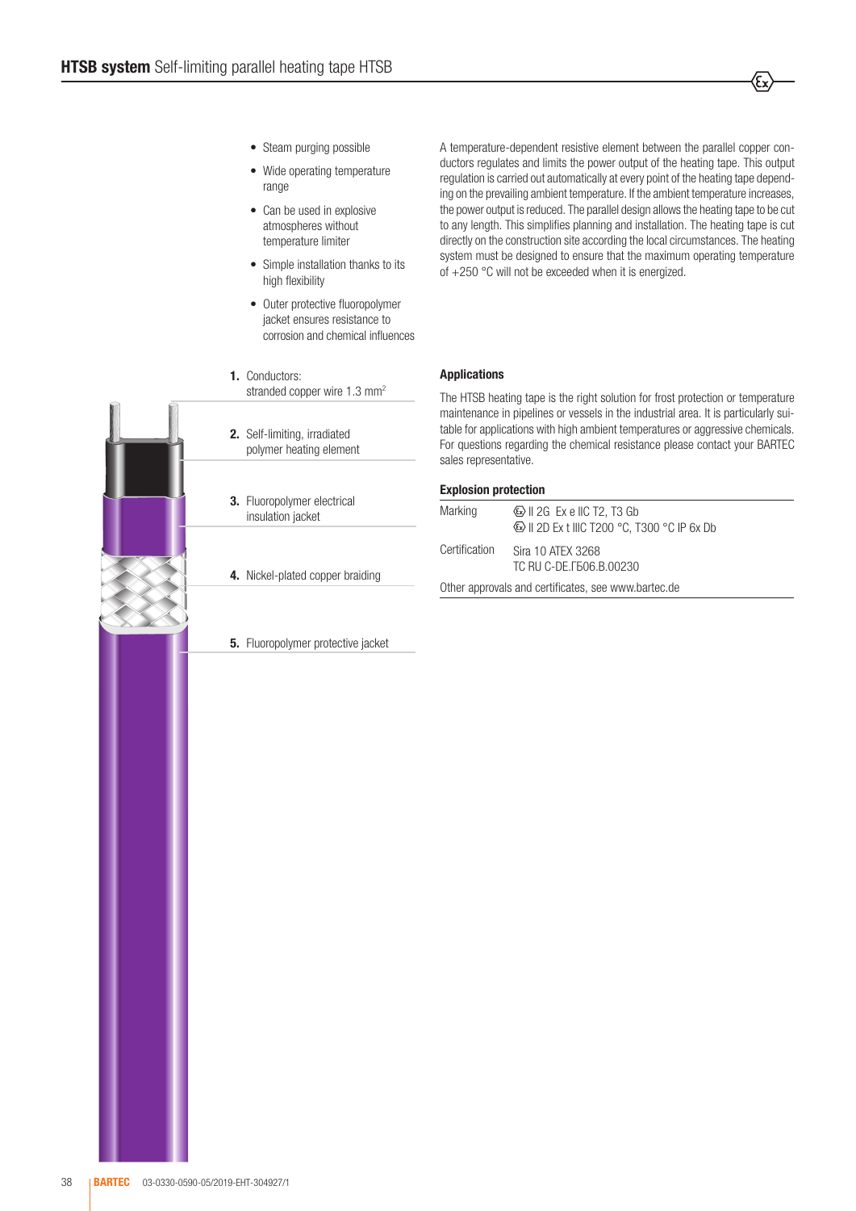# HTSB system Self-limiting parallel heating tape HTSB

- Steam purging possible
- Wide operating temperature range
- Can be used in explosive atmospheres without temperature limiter
- Simple installation thanks to its high flexibility
- Outer protective fluoropolymer jacket ensures resistance to corrosion and chemical influences

A temperature-dependent resistive element between the parallel copper conductors regulates and limits the power output of the heating tape. This output regulation is carried out automatically at every point of the heating tape depending on the prevailing ambient temperature. If the ambient temperature increases, the power output is reduced. The parallel design allows the heating tape to be cut to any length. This simplifies planning and installation. The heating tape is cut directly on the construction site according the local circumstances. The heating system must be designed to ensure that the maximum operating temperature of +250 °C will not be exceeded when it is energized.

1. Conductors: stranded copper wire 1.3 $mm^2$
2. Self-limiting, irradiated polymer heating element
3. Fluoropolymer electrical insulation jacket
4. Nickel-plated copper braiding
5. Fluoropolymer protective jacket

### Applications

The HTSB heating tape is the right solution for frost protection or temperature maintenance in pipelines or vessels in the industrial area. It is particularly suitable for applications with high ambient temperatures or aggressive chemicals. For questions regarding the chemical resistance please contact your BARTEC sales representative.

### Explosion protection

| | |
|---|---|
| Marking | Ⓔx II 2G Ex e IIC T2, T3 Gb<br>Ⓔx II 2D Ex t IIIC T200 °C, T300 °C IP 6x Db |
| Certification | Sira 10 ATEX 3268<br>TC RU C-DE.ГБ06.B.00230 |

Other approvals and certificates, see www.bartec.de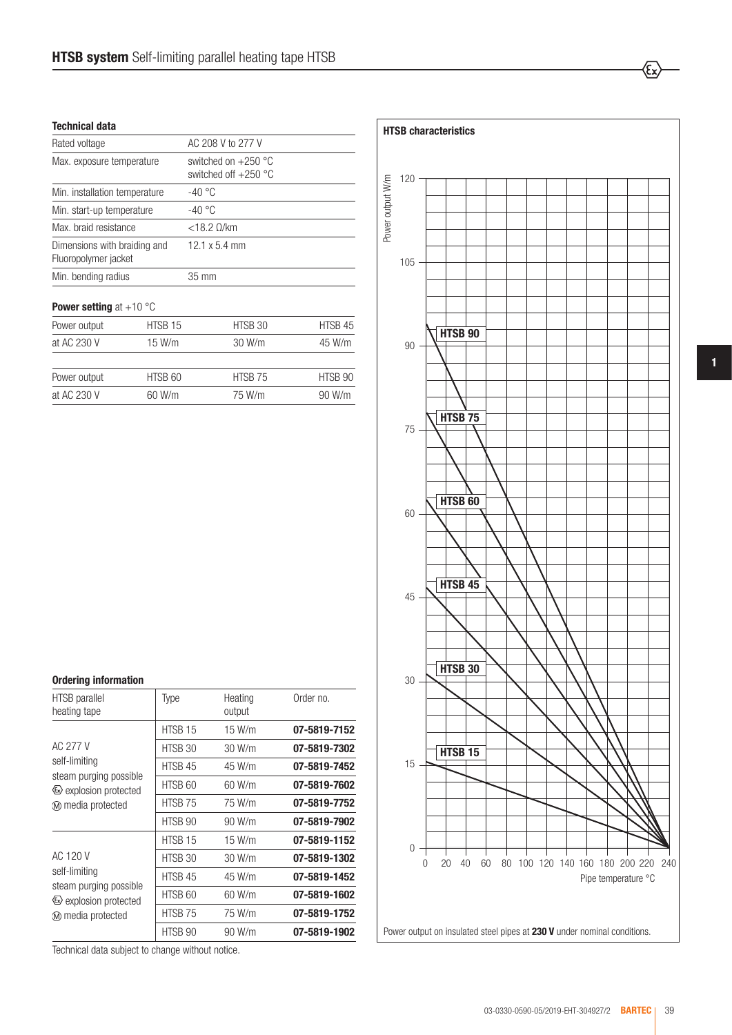## **HTSB system** Self-limiting parallel heating tape HTSB

### Technical data

| | |
|---|---|
| Rated voltage | AC 208 V to 277 V |
| Max. exposure temperature | switched on +250 °C<br>switched off +250 °C |
| Min. installation temperature | -40 °C |
| Min. start-up temperature | -40 °C |
| Max. braid resistance | <18.2 Ω/km |
| Dimensions with braiding and Fluoropolymer jacket | 12.1 x 5.4 mm |
| Min. bending radius | 35 mm |

### **Power setting** at +10 °C

| Power output | HTSB 15 | HTSB 30 | HTSB 45 |
|---|---|---|---|
| at AC 230 V | 15 W/m | 30 W/m | 45 W/m |

| Power output | HTSB 60 | HTSB 75 | HTSB 90 |
|---|---|---|---|
| at AC 230 V | 60 W/m | 75 W/m | 90 W/m |

### HTSB characteristics

Power output W/m (0–120) vs. Pipe temperature °C (0–240). Curves: HTSB 90, HTSB 75, HTSB 60, HTSB 45, HTSB 30, HTSB 15.

Power output on insulated steel pipes at **230 V** under nominal conditions.

### Ordering information

| HTSB parallel heating tape | Type | Heating output | Order no. |
|---|---|---|---|
| AC 277 V<br>self-limiting<br>steam purging possible<br>Ex explosion protected<br>M media protected | HTSB 15 | 15 W/m | **07-5819-7152** |
| | HTSB 30 | 30 W/m | **07-5819-7302** |
| | HTSB 45 | 45 W/m | **07-5819-7452** |
| | HTSB 60 | 60 W/m | **07-5819-7602** |
| | HTSB 75 | 75 W/m | **07-5819-7752** |
| | HTSB 90 | 90 W/m | **07-5819-7902** |
| AC 120 V<br>self-limiting<br>steam purging possible<br>Ex explosion protected<br>M media protected | HTSB 15 | 15 W/m | **07-5819-1152** |
| | HTSB 30 | 30 W/m | **07-5819-1302** |
| | HTSB 45 | 45 W/m | **07-5819-1452** |
| | HTSB 60 | 60 W/m | **07-5819-1602** |
| | HTSB 75 | 75 W/m | **07-5819-1752** |
| | HTSB 90 | 90 W/m | **07-5819-1902** |

Technical data subject to change without notice.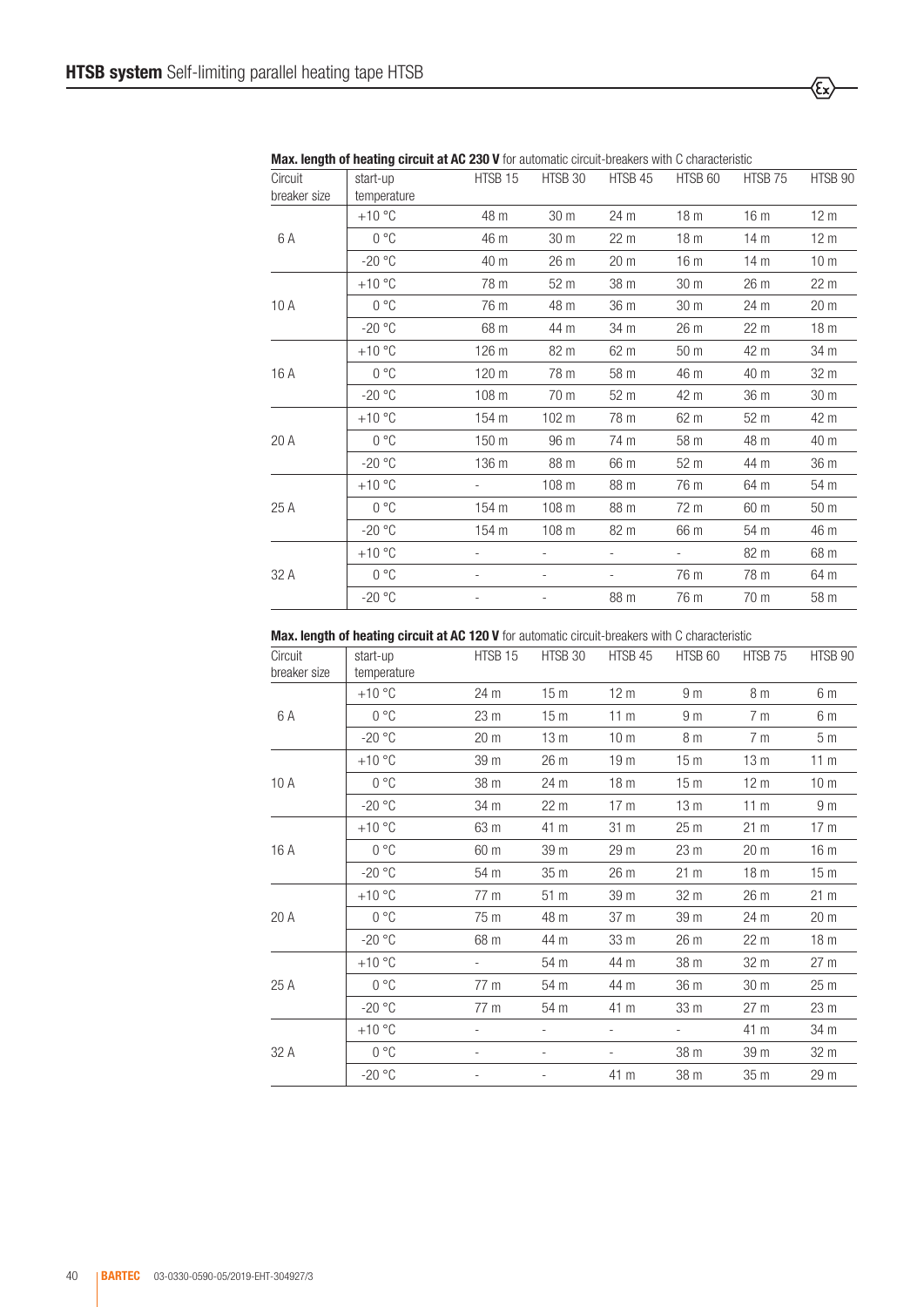**Max. length of heating circuit at AC 230 V** for automatic circuit-breakers with C characteristic

| Circuit breaker size | start-up temperature | HTSB 15 | HTSB 30 | HTSB 45 | HTSB 60 | HTSB 75 | HTSB 90 |
|---|---|---|---|---|---|---|---|
| 6 A | +10 °C | 48 m | 30 m | 24 m | 18 m | 16 m | 12 m |
| | 0 °C | 46 m | 30 m | 22 m | 18 m | 14 m | 12 m |
| | -20 °C | 40 m | 26 m | 20 m | 16 m | 14 m | 10 m |
| 10 A | +10 °C | 78 m | 52 m | 38 m | 30 m | 26 m | 22 m |
| | 0 °C | 76 m | 48 m | 36 m | 30 m | 24 m | 20 m |
| | -20 °C | 68 m | 44 m | 34 m | 26 m | 22 m | 18 m |
| 16 A | +10 °C | 126 m | 82 m | 62 m | 50 m | 42 m | 34 m |
| | 0 °C | 120 m | 78 m | 58 m | 46 m | 40 m | 32 m |
| | -20 °C | 108 m | 70 m | 52 m | 42 m | 36 m | 30 m |
| 20 A | +10 °C | 154 m | 102 m | 78 m | 62 m | 52 m | 42 m |
| | 0 °C | 150 m | 96 m | 74 m | 58 m | 48 m | 40 m |
| | -20 °C | 136 m | 88 m | 66 m | 52 m | 44 m | 36 m |
| 25 A | +10 °C | - | 108 m | 88 m | 76 m | 64 m | 54 m |
| | 0 °C | 154 m | 108 m | 88 m | 72 m | 60 m | 50 m |
| | -20 °C | 154 m | 108 m | 82 m | 66 m | 54 m | 46 m |
| 32 A | +10 °C | - | - | - | - | 82 m | 68 m |
| | 0 °C | - | - | - | 76 m | 78 m | 64 m |
| | -20 °C | - | - | 88 m | 76 m | 70 m | 58 m |

**Max. length of heating circuit at AC 120 V** for automatic circuit-breakers with C characteristic

| Circuit breaker size | start-up temperature | HTSB 15 | HTSB 30 | HTSB 45 | HTSB 60 | HTSB 75 | HTSB 90 |
|---|---|---|---|---|---|---|---|
| 6 A | +10 °C | 24 m | 15 m | 12 m | 9 m | 8 m | 6 m |
| | 0 °C | 23 m | 15 m | 11 m | 9 m | 7 m | 6 m |
| | -20 °C | 20 m | 13 m | 10 m | 8 m | 7 m | 5 m |
| 10 A | +10 °C | 39 m | 26 m | 19 m | 15 m | 13 m | 11 m |
| | 0 °C | 38 m | 24 m | 18 m | 15 m | 12 m | 10 m |
| | -20 °C | 34 m | 22 m | 17 m | 13 m | 11 m | 9 m |
| 16 A | +10 °C | 63 m | 41 m | 31 m | 25 m | 21 m | 17 m |
| | 0 °C | 60 m | 39 m | 29 m | 23 m | 20 m | 16 m |
| | -20 °C | 54 m | 35 m | 26 m | 21 m | 18 m | 15 m |
| 20 A | +10 °C | 77 m | 51 m | 39 m | 32 m | 26 m | 21 m |
| | 0 °C | 75 m | 48 m | 37 m | 39 m | 24 m | 20 m |
| | -20 °C | 68 m | 44 m | 33 m | 26 m | 22 m | 18 m |
| 25 A | +10 °C | - | 54 m | 44 m | 38 m | 32 m | 27 m |
| | 0 °C | 77 m | 54 m | 44 m | 36 m | 30 m | 25 m |
| | -20 °C | 77 m | 54 m | 41 m | 33 m | 27 m | 23 m |
| 32 A | +10 °C | - | - | - | - | 41 m | 34 m |
| | 0 °C | - | - | - | 38 m | 39 m | 32 m |
| | -20 °C | - | - | 41 m | 38 m | 35 m | 29 m |